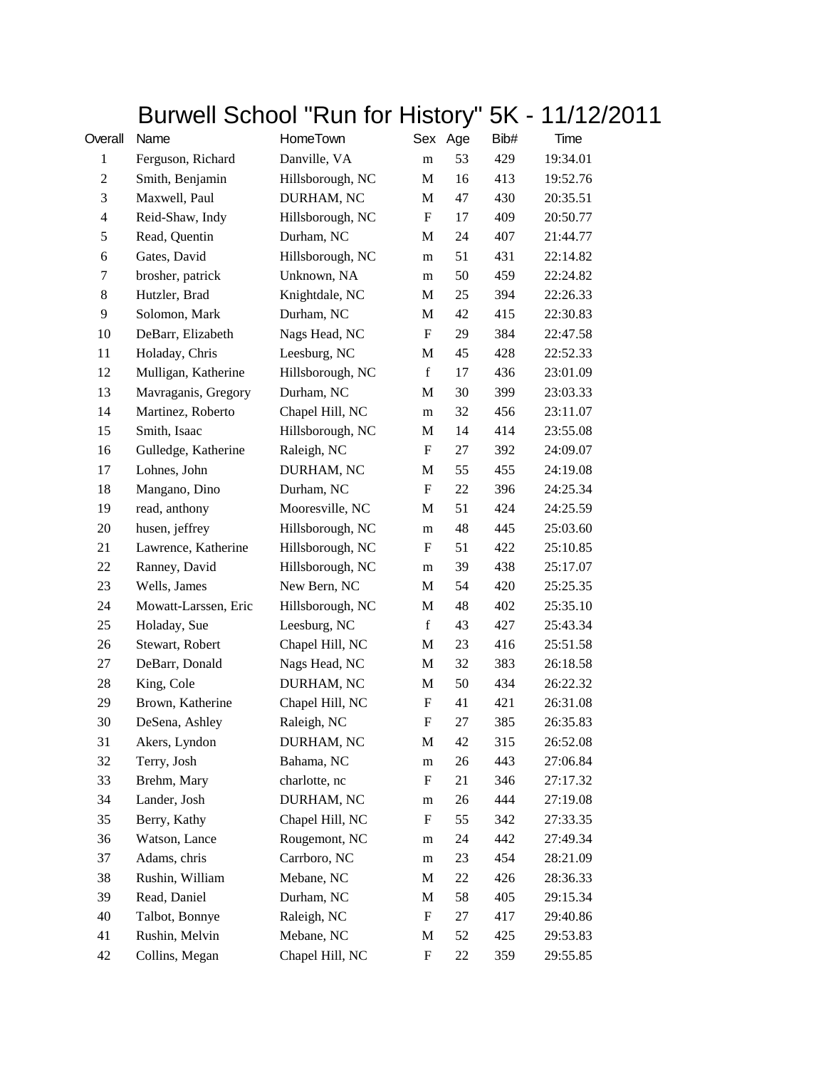# Burwell School "Run for History" 5K - 11/12/2011

| Overall | Name | HomeTown | Sex | Age | Bib# | Time |
|---|---|---|---|---|---|---|
| 1 | Ferguson, Richard | Danville, VA | m | 53 | 429 | 19:34.01 |
| 2 | Smith, Benjamin | Hillsborough, NC | M | 16 | 413 | 19:52.76 |
| 3 | Maxwell, Paul | DURHAM, NC | M | 47 | 430 | 20:35.51 |
| 4 | Reid-Shaw, Indy | Hillsborough, NC | F | 17 | 409 | 20:50.77 |
| 5 | Read, Quentin | Durham, NC | M | 24 | 407 | 21:44.77 |
| 6 | Gates, David | Hillsborough, NC | m | 51 | 431 | 22:14.82 |
| 7 | brosher, patrick | Unknown, NA | m | 50 | 459 | 22:24.82 |
| 8 | Hutzler, Brad | Knightdale, NC | M | 25 | 394 | 22:26.33 |
| 9 | Solomon, Mark | Durham, NC | M | 42 | 415 | 22:30.83 |
| 10 | DeBarr, Elizabeth | Nags Head, NC | F | 29 | 384 | 22:47.58 |
| 11 | Holaday, Chris | Leesburg, NC | M | 45 | 428 | 22:52.33 |
| 12 | Mulligan, Katherine | Hillsborough, NC | f | 17 | 436 | 23:01.09 |
| 13 | Mavraganis, Gregory | Durham, NC | M | 30 | 399 | 23:03.33 |
| 14 | Martinez, Roberto | Chapel Hill, NC | m | 32 | 456 | 23:11.07 |
| 15 | Smith, Isaac | Hillsborough, NC | M | 14 | 414 | 23:55.08 |
| 16 | Gulledge, Katherine | Raleigh, NC | F | 27 | 392 | 24:09.07 |
| 17 | Lohnes, John | DURHAM, NC | M | 55 | 455 | 24:19.08 |
| 18 | Mangano, Dino | Durham, NC | F | 22 | 396 | 24:25.34 |
| 19 | read, anthony | Mooresville, NC | M | 51 | 424 | 24:25.59 |
| 20 | husen, jeffrey | Hillsborough, NC | m | 48 | 445 | 25:03.60 |
| 21 | Lawrence, Katherine | Hillsborough, NC | F | 51 | 422 | 25:10.85 |
| 22 | Ranney, David | Hillsborough, NC | m | 39 | 438 | 25:17.07 |
| 23 | Wells, James | New Bern, NC | M | 54 | 420 | 25:25.35 |
| 24 | Mowatt-Larssen, Eric | Hillsborough, NC | M | 48 | 402 | 25:35.10 |
| 25 | Holaday, Sue | Leesburg, NC | f | 43 | 427 | 25:43.34 |
| 26 | Stewart, Robert | Chapel Hill, NC | M | 23 | 416 | 25:51.58 |
| 27 | DeBarr, Donald | Nags Head, NC | M | 32 | 383 | 26:18.58 |
| 28 | King, Cole | DURHAM, NC | M | 50 | 434 | 26:22.32 |
| 29 | Brown, Katherine | Chapel Hill, NC | F | 41 | 421 | 26:31.08 |
| 30 | DeSena, Ashley | Raleigh, NC | F | 27 | 385 | 26:35.83 |
| 31 | Akers, Lyndon | DURHAM, NC | M | 42 | 315 | 26:52.08 |
| 32 | Terry, Josh | Bahama, NC | m | 26 | 443 | 27:06.84 |
| 33 | Brehm, Mary | charlotte, nc | F | 21 | 346 | 27:17.32 |
| 34 | Lander, Josh | DURHAM, NC | m | 26 | 444 | 27:19.08 |
| 35 | Berry, Kathy | Chapel Hill, NC | F | 55 | 342 | 27:33.35 |
| 36 | Watson, Lance | Rougemont, NC | m | 24 | 442 | 27:49.34 |
| 37 | Adams, chris | Carrboro, NC | m | 23 | 454 | 28:21.09 |
| 38 | Rushin, William | Mebane, NC | M | 22 | 426 | 28:36.33 |
| 39 | Read, Daniel | Durham, NC | M | 58 | 405 | 29:15.34 |
| 40 | Talbot, Bonnye | Raleigh, NC | F | 27 | 417 | 29:40.86 |
| 41 | Rushin, Melvin | Mebane, NC | M | 52 | 425 | 29:53.83 |
| 42 | Collins, Megan | Chapel Hill, NC | F | 22 | 359 | 29:55.85 |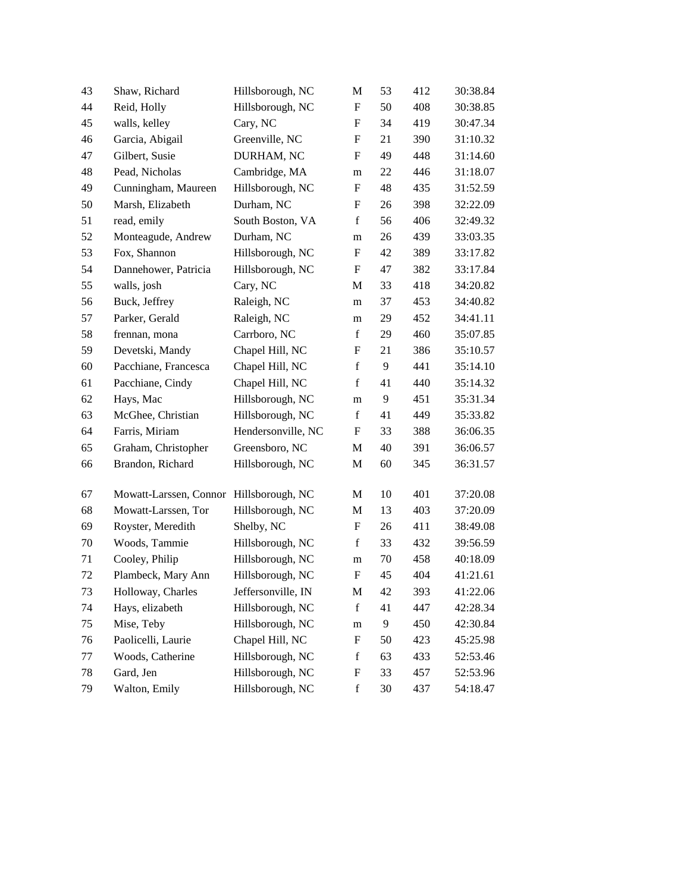| | | | | | | |
|---|---|---|---|---|---|---|
| 43 | Shaw, Richard | Hillsborough, NC | M | 53 | 412 | 30:38.84 |
| 44 | Reid, Holly | Hillsborough, NC | F | 50 | 408 | 30:38.85 |
| 45 | walls, kelley | Cary, NC | F | 34 | 419 | 30:47.34 |
| 46 | Garcia, Abigail | Greenville, NC | F | 21 | 390 | 31:10.32 |
| 47 | Gilbert, Susie | DURHAM, NC | F | 49 | 448 | 31:14.60 |
| 48 | Pead, Nicholas | Cambridge, MA | m | 22 | 446 | 31:18.07 |
| 49 | Cunningham, Maureen | Hillsborough, NC | F | 48 | 435 | 31:52.59 |
| 50 | Marsh, Elizabeth | Durham, NC | F | 26 | 398 | 32:22.09 |
| 51 | read, emily | South Boston, VA | f | 56 | 406 | 32:49.32 |
| 52 | Monteagude, Andrew | Durham, NC | m | 26 | 439 | 33:03.35 |
| 53 | Fox, Shannon | Hillsborough, NC | F | 42 | 389 | 33:17.82 |
| 54 | Dannehower, Patricia | Hillsborough, NC | F | 47 | 382 | 33:17.84 |
| 55 | walls, josh | Cary, NC | M | 33 | 418 | 34:20.82 |
| 56 | Buck, Jeffrey | Raleigh, NC | m | 37 | 453 | 34:40.82 |
| 57 | Parker, Gerald | Raleigh, NC | m | 29 | 452 | 34:41.11 |
| 58 | frennan, mona | Carrboro, NC | f | 29 | 460 | 35:07.85 |
| 59 | Devetski, Mandy | Chapel Hill, NC | F | 21 | 386 | 35:10.57 |
| 60 | Pacchiane, Francesca | Chapel Hill, NC | f | 9 | 441 | 35:14.10 |
| 61 | Pacchiane, Cindy | Chapel Hill, NC | f | 41 | 440 | 35:14.32 |
| 62 | Hays, Mac | Hillsborough, NC | m | 9 | 451 | 35:31.34 |
| 63 | McGhee, Christian | Hillsborough, NC | f | 41 | 449 | 35:33.82 |
| 64 | Farris, Miriam | Hendersonville, NC | F | 33 | 388 | 36:06.35 |
| 65 | Graham, Christopher | Greensboro, NC | M | 40 | 391 | 36:06.57 |
| 66 | Brandon, Richard | Hillsborough, NC | M | 60 | 345 | 36:31.57 |
| 67 | Mowatt-Larssen, Connor | Hillsborough, NC | M | 10 | 401 | 37:20.08 |
| 68 | Mowatt-Larssen, Tor | Hillsborough, NC | M | 13 | 403 | 37:20.09 |
| 69 | Royster, Meredith | Shelby, NC | F | 26 | 411 | 38:49.08 |
| 70 | Woods, Tammie | Hillsborough, NC | f | 33 | 432 | 39:56.59 |
| 71 | Cooley, Philip | Hillsborough, NC | m | 70 | 458 | 40:18.09 |
| 72 | Plambeck, Mary Ann | Hillsborough, NC | F | 45 | 404 | 41:21.61 |
| 73 | Holloway, Charles | Jeffersonville, IN | M | 42 | 393 | 41:22.06 |
| 74 | Hays, elizabeth | Hillsborough, NC | f | 41 | 447 | 42:28.34 |
| 75 | Mise, Teby | Hillsborough, NC | m | 9 | 450 | 42:30.84 |
| 76 | Paolicelli, Laurie | Chapel Hill, NC | F | 50 | 423 | 45:25.98 |
| 77 | Woods, Catherine | Hillsborough, NC | f | 63 | 433 | 52:53.46 |
| 78 | Gard, Jen | Hillsborough, NC | F | 33 | 457 | 52:53.96 |
| 79 | Walton, Emily | Hillsborough, NC | f | 30 | 437 | 54:18.47 |